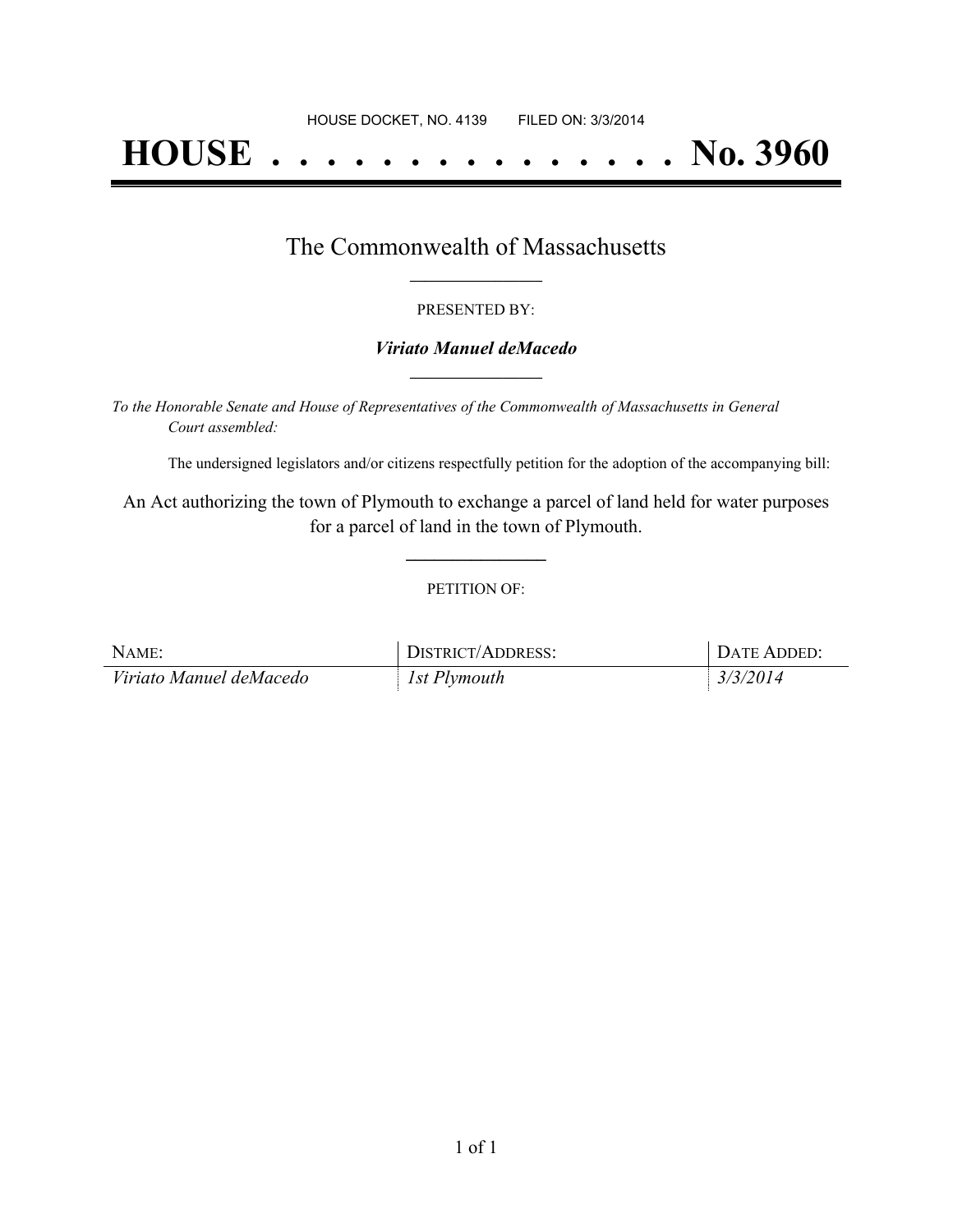HOUSE DOCKET, NO. 4139 FILED ON: 3/3/2014

# HOUSE . . . . . . . . . . . . . . . No. 3960

## The Commonwealth of Massachusetts

PRESENTED BY:

***Viriato Manuel deMacedo***

*To the Honorable Senate and House of Representatives of the Commonwealth of Massachusetts in General Court assembled:*

The undersigned legislators and/or citizens respectfully petition for the adoption of the accompanying bill:

An Act authorizing the town of Plymouth to exchange a parcel of land held for water purposes for a parcel of land in the town of Plymouth.

PETITION OF:

| NAME: | DISTRICT/ADDRESS: | DATE ADDED: |
| --- | --- | --- |
| *Viriato Manuel deMacedo* | *1st Plymouth* | *3/3/2014* |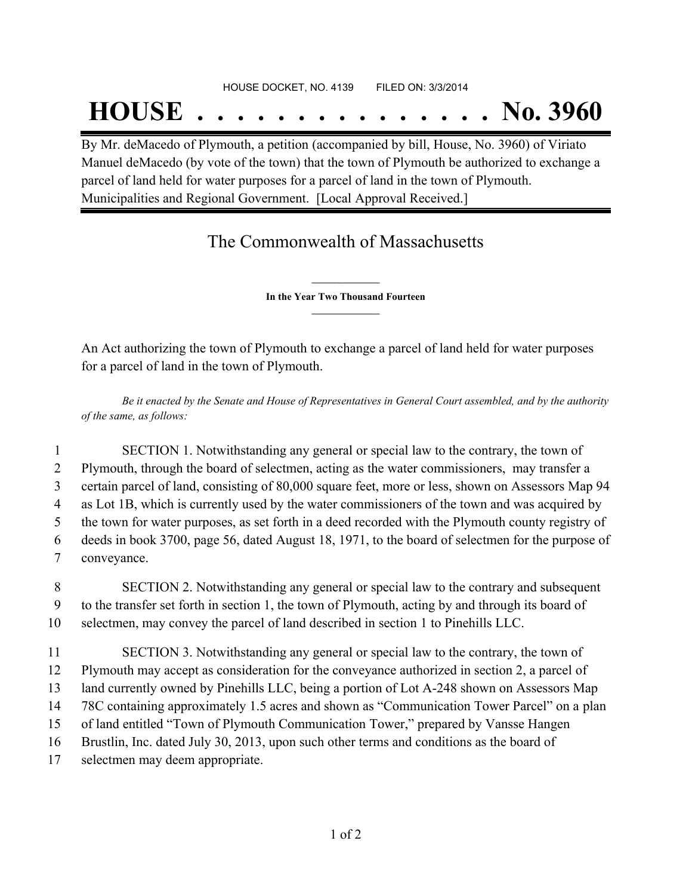HOUSE DOCKET, NO. 4139 FILED ON: 3/3/2014

# HOUSE . . . . . . . . . . . . . . . No. 3960

By Mr. deMacedo of Plymouth, a petition (accompanied by bill, House, No. 3960) of Viriato Manuel deMacedo (by vote of the town) that the town of Plymouth be authorized to exchange a parcel of land held for water purposes for a parcel of land in the town of Plymouth. Municipalities and Regional Government. [Local Approval Received.]

## The Commonwealth of Massachusetts

**In the Year Two Thousand Fourteen**

An Act authorizing the town of Plymouth to exchange a parcel of land held for water purposes for a parcel of land in the town of Plymouth.

*Be it enacted by the Senate and House of Representatives in General Court assembled, and by the authority of the same, as follows:*

1 SECTION 1. Notwithstanding any general or special law to the contrary, the town of
2 Plymouth, through the board of selectmen, acting as the water commissioners, may transfer a
3 certain parcel of land, consisting of 80,000 square feet, more or less, shown on Assessors Map 94
4 as Lot 1B, which is currently used by the water commissioners of the town and was acquired by
5 the town for water purposes, as set forth in a deed recorded with the Plymouth county registry of
6 deeds in book 3700, page 56, dated August 18, 1971, to the board of selectmen for the purpose of
7 conveyance.

8 SECTION 2. Notwithstanding any general or special law to the contrary and subsequent
9 to the transfer set forth in section 1, the town of Plymouth, acting by and through its board of
10 selectmen, may convey the parcel of land described in section 1 to Pinehills LLC.

11 SECTION 3. Notwithstanding any general or special law to the contrary, the town of
12 Plymouth may accept as consideration for the conveyance authorized in section 2, a parcel of
13 land currently owned by Pinehills LLC, being a portion of Lot A-248 shown on Assessors Map
14 78C containing approximately 1.5 acres and shown as "Communication Tower Parcel" on a plan
15 of land entitled "Town of Plymouth Communication Tower," prepared by Vansse Hangen
16 Brustlin, Inc. dated July 30, 2013, upon such other terms and conditions as the board of
17 selectmen may deem appropriate.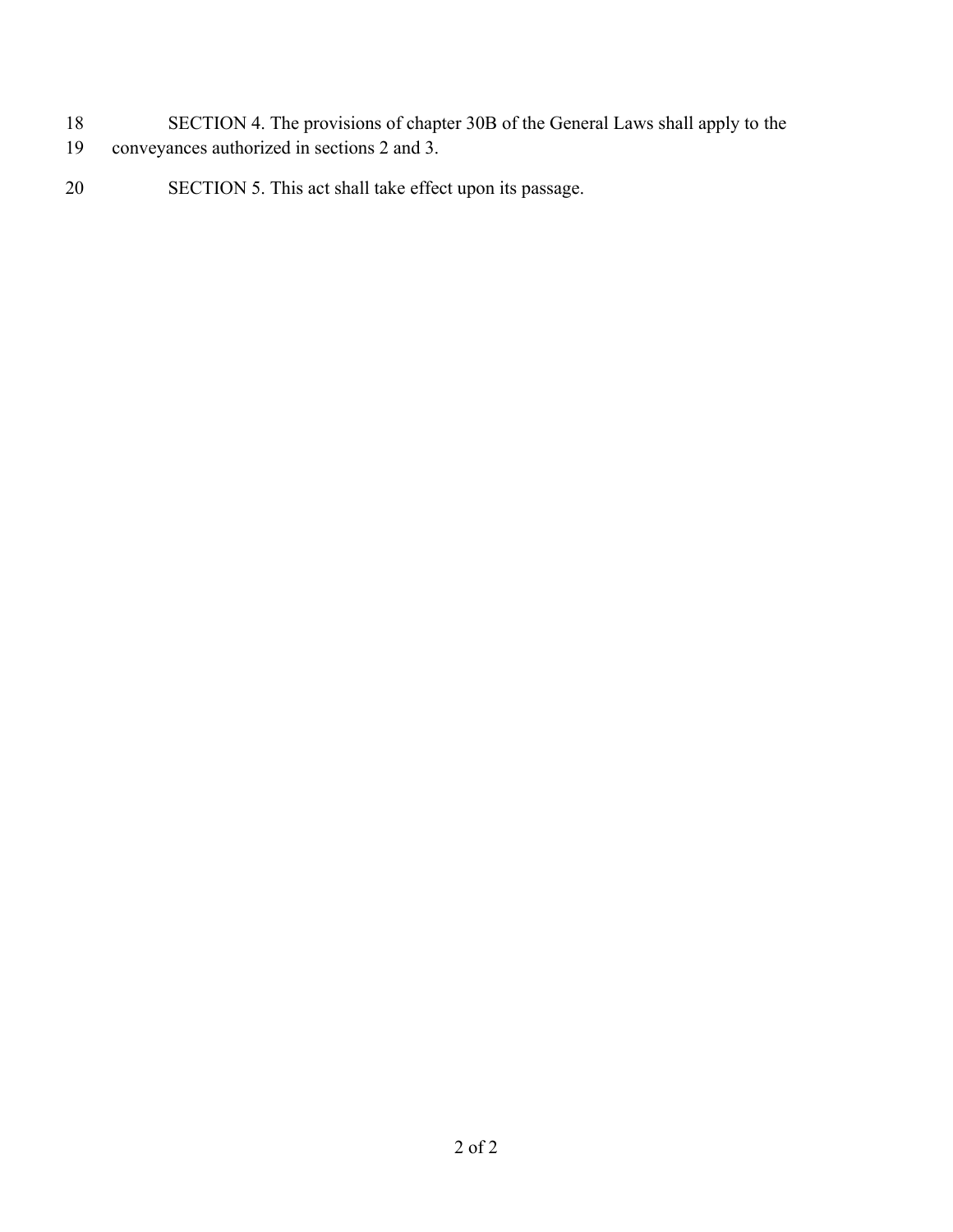18 SECTION 4. The provisions of chapter 30B of the General Laws shall apply to the
19 conveyances authorized in sections 2 and 3.

20 SECTION 5. This act shall take effect upon its passage.